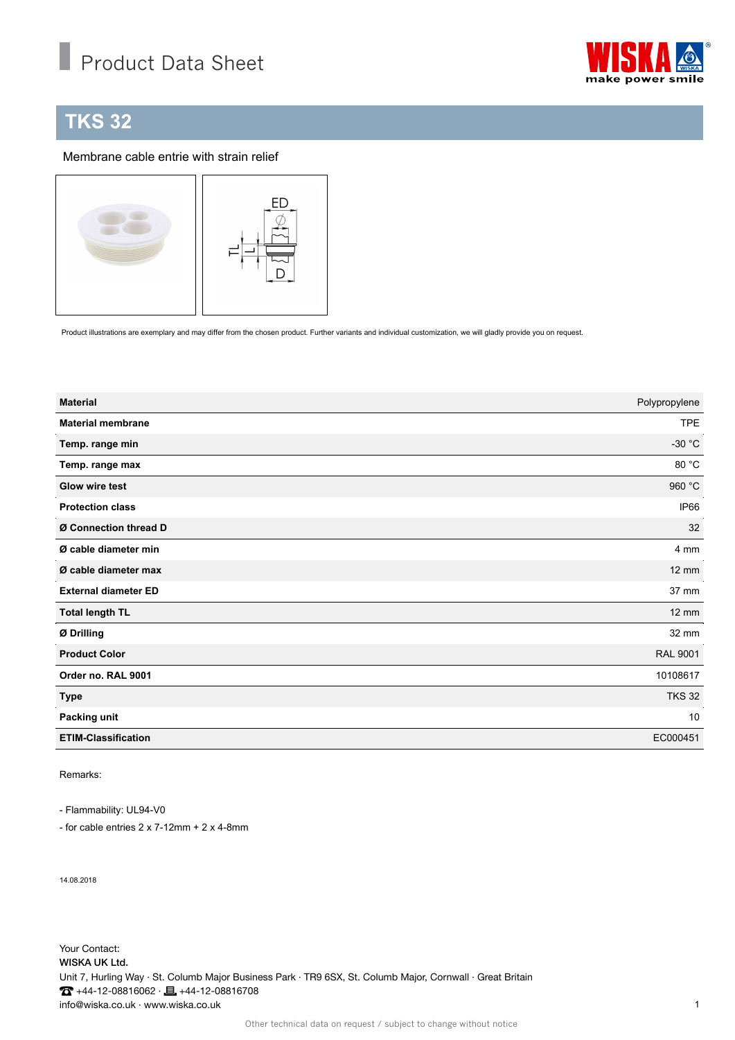Product Data Sheet

# TKS 32

Membrane cable entrie with strain relief

Product illustrations are exemplary and may differ from the chosen product. Further variants and individual customization, we will gladly provide you on request.

| | |
|---|---|
| **Material** | Polypropylene |
| **Material membrane** | TPE |
| **Temp. range min** | -30 °C |
| **Temp. range max** | 80 °C |
| **Glow wire test** | 960 °C |
| **Protection class** | IP66 |
| **Ø Connection thread D** | 32 |
| **Ø cable diameter min** | 4 mm |
| **Ø cable diameter max** | 12 mm |
| **External diameter ED** | 37 mm |
| **Total length TL** | 12 mm |
| **Ø Drilling** | 32 mm |
| **Product Color** | RAL 9001 |
| **Order no. RAL 9001** | 10108617 |
| **Type** | TKS 32 |
| **Packing unit** | 10 |
| **ETIM-Classification** | EC000451 |

Remarks:

- Flammability: UL94-V0
- for cable entries 2 x 7-12mm + 2 x 4-8mm

14.08.2018

Your Contact:
**WISKA UK Ltd.**
Unit 7, Hurling Way · St. Columb Major Business Park · TR9 6SX, St. Columb Major, Cornwall · Great Britain
☎ +44-12-08816062 · +44-12-08816708
info@wiska.co.uk · www.wiska.co.uk

Other technical data on request / subject to change without notice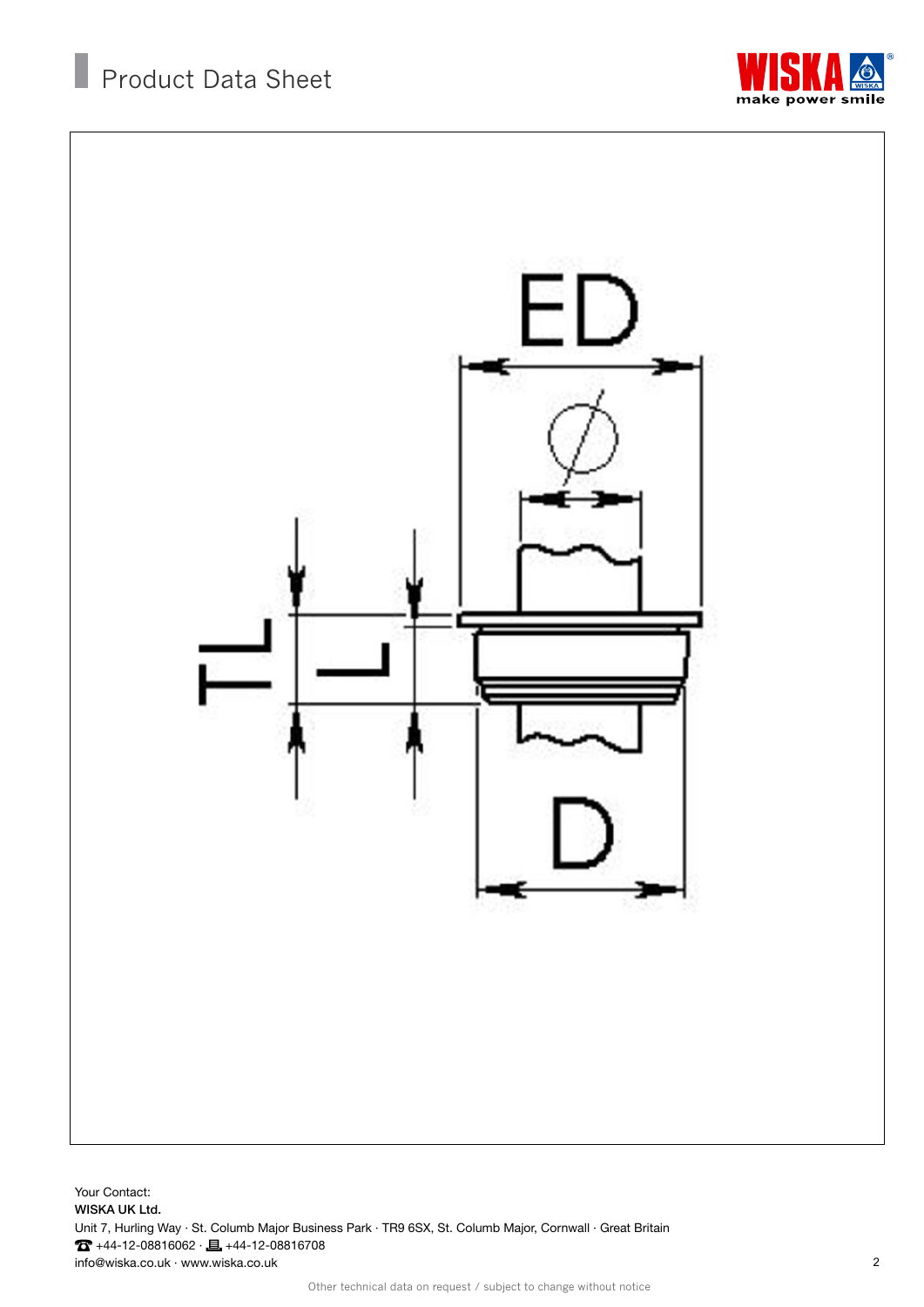Product Data Sheet

ED

TL

L

D

Your Contact:

**WISKA UK Ltd.**

Unit 7, Hurling Way · St. Columb Major Business Park · TR9 6SX, St. Columb Major, Cornwall · Great Britain

☎ +44-12-08816062 · 🖷 +44-12-08816708

info@wiska.co.uk · www.wiska.co.uk

Other technical data on request / subject to change without notice